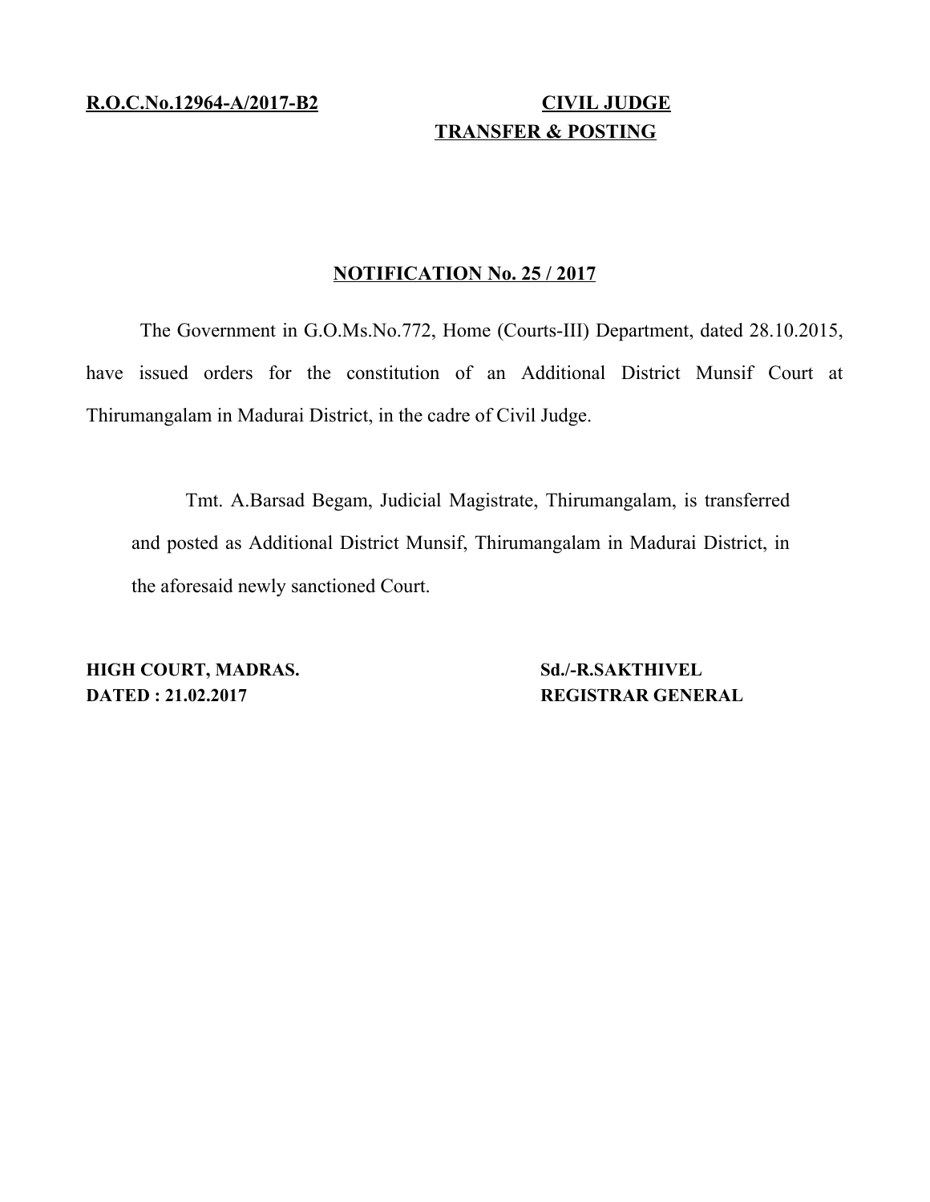**R.O.C.No.12964-A/2017-B2** **CIVIL JUDGE**
**TRANSFER & POSTING**

## NOTIFICATION No. 25 / 2017

The Government in G.O.Ms.No.772, Home (Courts-III) Department, dated 28.10.2015, have issued orders for the constitution of an Additional District Munsif Court at Thirumangalam in Madurai District, in the cadre of Civil Judge.

Tmt. A.Barsad Begam, Judicial Magistrate, Thirumangalam, is transferred and posted as Additional District Munsif, Thirumangalam in Madurai District, in the aforesaid newly sanctioned Court.

**HIGH COURT, MADRAS.**
**DATED : 21.02.2017**

**Sd./-R.SAKTHIVEL**
**REGISTRAR GENERAL**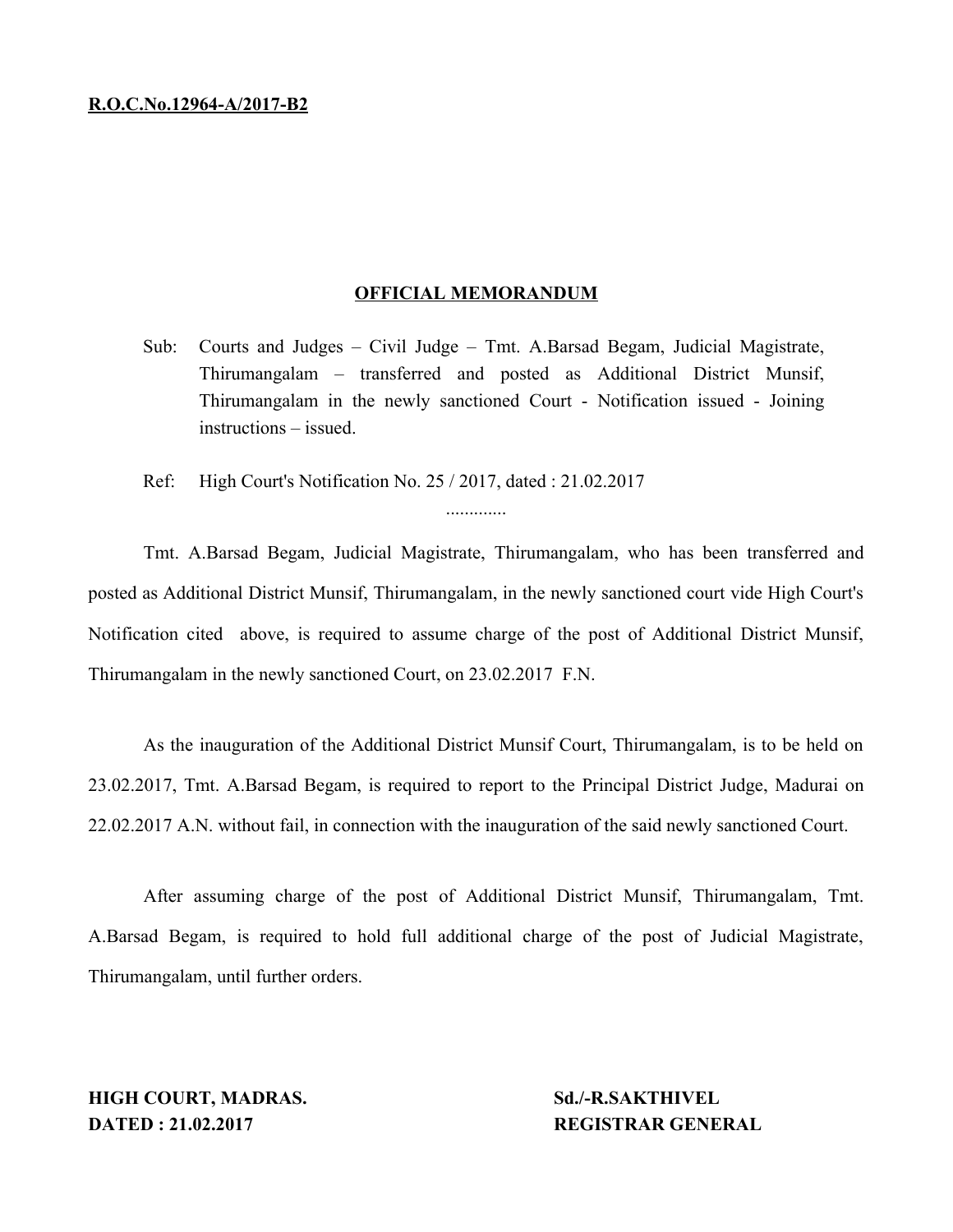**R.O.C.No.12964-A/2017-B2**

**OFFICIAL MEMORANDUM**

Sub: Courts and Judges – Civil Judge – Tmt. A.Barsad Begam, Judicial Magistrate, Thirumangalam – transferred and posted as Additional District Munsif, Thirumangalam in the newly sanctioned Court - Notification issued - Joining instructions – issued.

Ref: High Court's Notification No. 25 / 2017, dated : 21.02.2017

.............

Tmt. A.Barsad Begam, Judicial Magistrate, Thirumangalam, who has been transferred and posted as Additional District Munsif, Thirumangalam, in the newly sanctioned court vide High Court's Notification cited above, is required to assume charge of the post of Additional District Munsif, Thirumangalam in the newly sanctioned Court, on 23.02.2017 F.N.

As the inauguration of the Additional District Munsif Court, Thirumangalam, is to be held on 23.02.2017, Tmt. A.Barsad Begam, is required to report to the Principal District Judge, Madurai on 22.02.2017 A.N. without fail, in connection with the inauguration of the said newly sanctioned Court.

After assuming charge of the post of Additional District Munsif, Thirumangalam, Tmt. A.Barsad Begam, is required to hold full additional charge of the post of Judicial Magistrate, Thirumangalam, until further orders.

**HIGH COURT, MADRAS.**
**DATED : 21.02.2017**

**Sd./-R.SAKTHIVEL**
**REGISTRAR GENERAL**